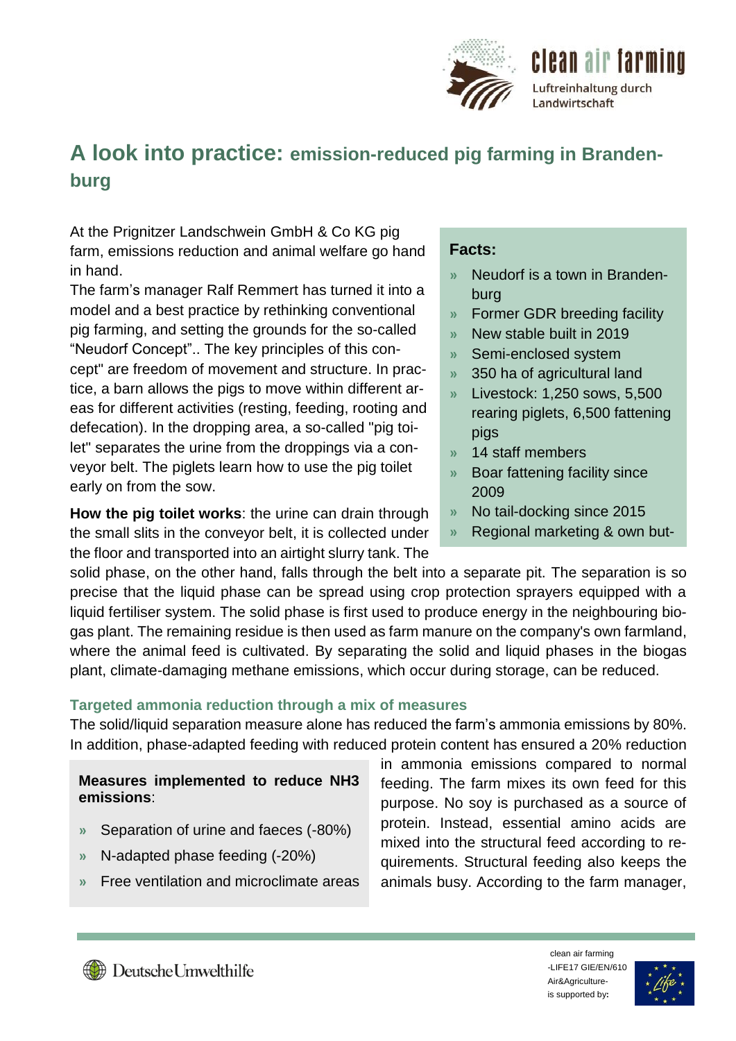# A look into practice: emission-reduced pig farming in Brandenburg

At the Prignitzer Landschwein GmbH & Co KG pig farm, emissions reduction and animal welfare go hand in hand.

The farm's manager Ralf Remmert has turned it into a model and a best practice by rethinking conventional pig farming, and setting the grounds for the so-called "Neudorf Concept".. The key principles of this concept" are freedom of movement and structure. In practice, a barn allows the pigs to move within different areas for different activities (resting, feeding, rooting and defecation). In the dropping area, a so-called "pig toilet" separates the urine from the droppings via a conveyor belt. The piglets learn how to use the pig toilet early on from the sow.

**How the pig toilet works**: the urine can drain through the small slits in the conveyor belt, it is collected under the floor and transported into an airtight slurry tank. The solid phase, on the other hand, falls through the belt into a separate pit. The separation is so precise that the liquid phase can be spread using crop protection sprayers equipped with a liquid fertiliser system. The solid phase is first used to produce energy in the neighbouring biogas plant. The remaining residue is then used as farm manure on the company's own farmland, where the animal feed is cultivated. By separating the solid and liquid phases in the biogas plant, climate-damaging methane emissions, which occur during storage, can be reduced.

**Facts:**

- Neudorf is a town in Brandenburg
- Former GDR breeding facility
- New stable built in 2019
- Semi-enclosed system
- 350 ha of agricultural land
- Livestock: 1,250 sows, 5,500 rearing piglets, 6,500 fattening pigs
- 14 staff members
- Boar fattening facility since 2009
- No tail-docking since 2015
- Regional marketing & own but-

## Targeted ammonia reduction through a mix of measures

The solid/liquid separation measure alone has reduced the farm's ammonia emissions by 80%. In addition, phase-adapted feeding with reduced protein content has ensured a 20% reduction in ammonia emissions compared to normal feeding. The farm mixes its own feed for this purpose. No soy is purchased as a source of protein. Instead, essential amino acids are mixed into the structural feed according to requirements. Structural feeding also keeps the animals busy. According to the farm manager,

**Measures implemented to reduce NH3 emissions**:

- Separation of urine and faeces (-80%)
- N-adapted phase feeding (-20%)
- Free ventilation and microclimate areas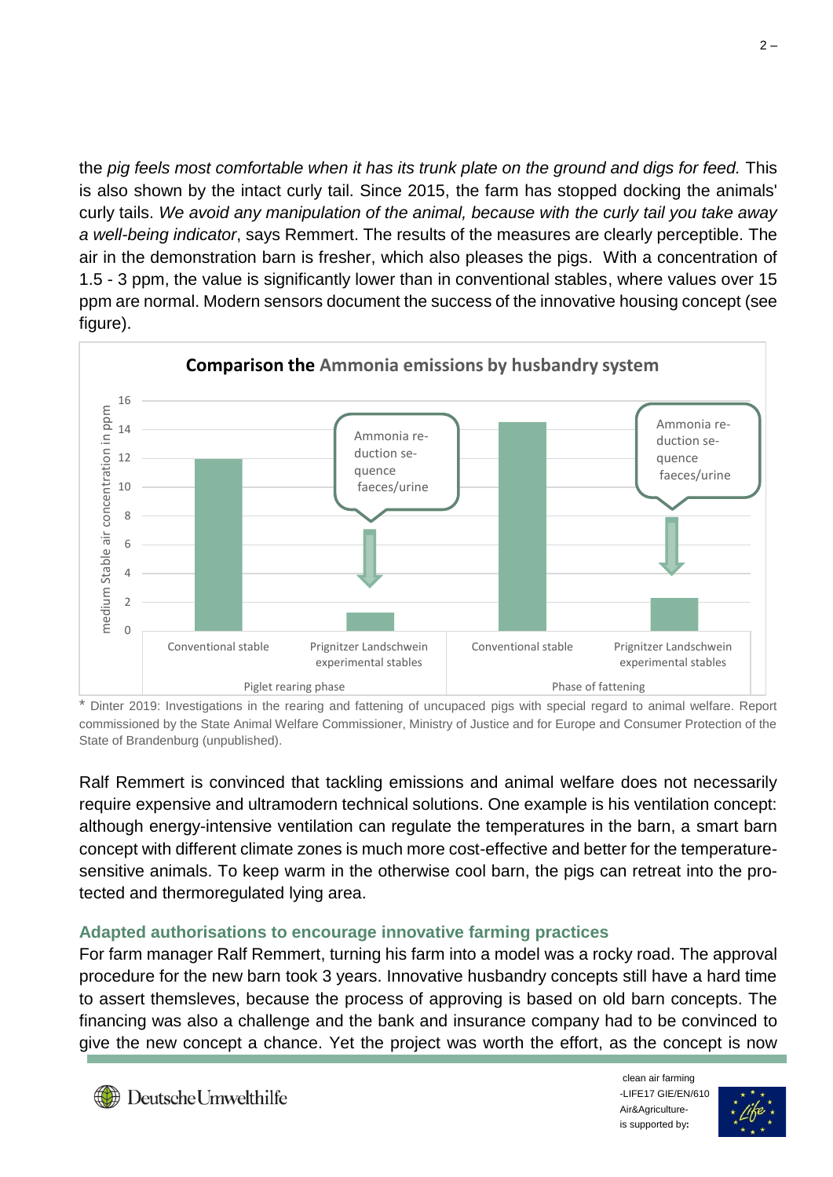the *pig feels most comfortable when it has its trunk plate on the ground and digs for feed.* This is also shown by the intact curly tail. Since 2015, the farm has stopped docking the animals' curly tails. *We avoid any manipulation of the animal, because with the curly tail you take away a well-being indicator*, says Remmert. The results of the measures are clearly perceptible. The air in the demonstration barn is fresher, which also pleases the pigs. With a concentration of 1.5 - 3 ppm, the value is significantly lower than in conventional stables, where values over 15 ppm are normal. Modern sensors document the success of the innovative housing concept (see figure).

**Comparison the Ammonia emissions by husbandry system**

| Phase | Husbandry system | medium Stable air concentration in ppm |
|---|---|---|
| Piglet rearing phase | Conventional stable | ~12 |
| Piglet rearing phase | Prignitzer Landschwein experimental stables | ~1.3 |
| Phase of fattening | Conventional stable | ~14.5 |
| Phase of fattening | Prignitzer Landschwein experimental stables | ~2.3 |

Ammonia reduction sequence faeces/urine

\* Dinter 2019: Investigations in the rearing and fattening of uncupaced pigs with special regard to animal welfare. Report commissioned by the State Animal Welfare Commissioner, Ministry of Justice and for Europe and Consumer Protection of the State of Brandenburg (unpublished).

Ralf Remmert is convinced that tackling emissions and animal welfare does not necessarily require expensive and ultramodern technical solutions. One example is his ventilation concept: although energy-intensive ventilation can regulate the temperatures in the barn, a smart barn concept with different climate zones is much more cost-effective and better for the temperature-sensitive animals. To keep warm in the otherwise cool barn, the pigs can retreat into the protected and thermoregulated lying area.

### Adapted authorisations to encourage innovative farming practices

For farm manager Ralf Remmert, turning his farm into a model was a rocky road. The approval procedure for the new barn took 3 years. Innovative husbandry concepts still have a hard time to assert themsleves, because the process of approving is based on old barn concepts. The financing was also a challenge and the bank and insurance company had to be convinced to give the new concept a chance. Yet the project was worth the effort, as the concept is now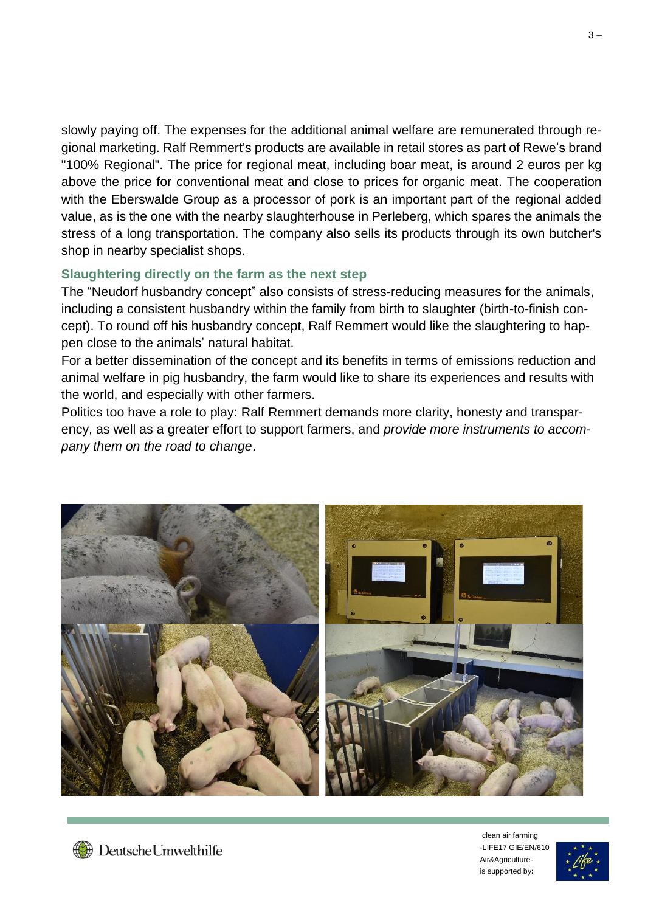slowly paying off. The expenses for the additional animal welfare are remunerated through regional marketing. Ralf Remmert's products are available in retail stores as part of Rewe's brand "100% Regional". The price for regional meat, including boar meat, is around 2 euros per kg above the price for conventional meat and close to prices for organic meat. The cooperation with the Eberswalde Group as a processor of pork is an important part of the regional added value, as is the one with the nearby slaughterhouse in Perleberg, which spares the animals the stress of a long transportation. The company also sells its products through its own butcher's shop in nearby specialist shops.

### Slaughtering directly on the farm as the next step

The "Neudorf husbandry concept" also consists of stress-reducing measures for the animals, including a consistent husbandry within the family from birth to slaughter (birth-to-finish concept). To round off his husbandry concept, Ralf Remmert would like the slaughtering to happen close to the animals' natural habitat.

For a better dissemination of the concept and its benefits in terms of emissions reduction and animal welfare in pig husbandry, the farm would like to share its experiences and results with the world, and especially with other farmers.

Politics too have a role to play: Ralf Remmert demands more clarity, honesty and transparency, as well as a greater effort to support farmers, and *provide more instruments to accompany them on the road to change*.

Deutsche Umwelthilfe

clean air farming -LIFE17 GIE/EN/610 Air&Agriculture- is supported by: